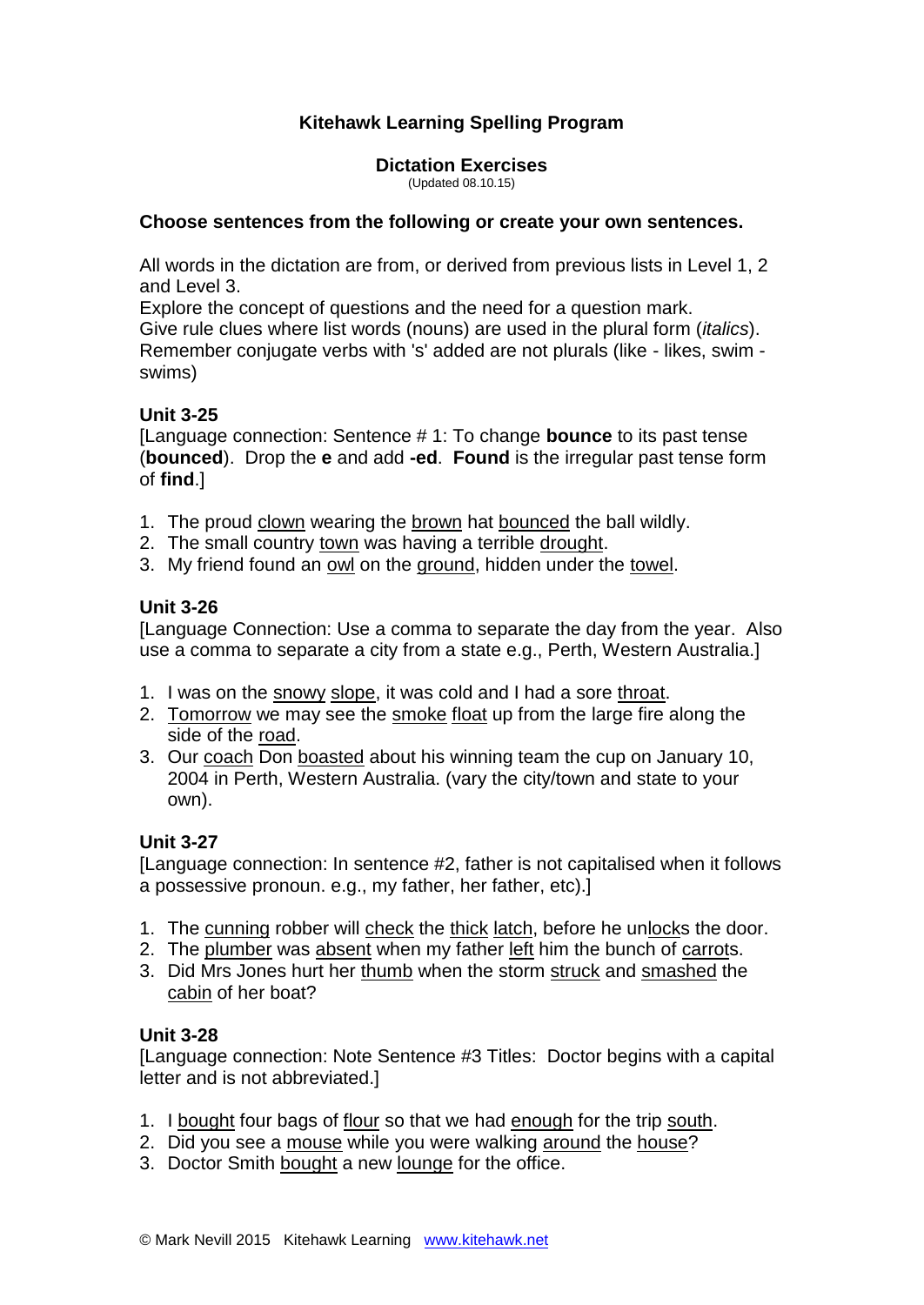# Kitehawk Learning Spelling Program

## Dictation Exercises

(Updated 08.10.15)

**Choose sentences from the following or create your own sentences.**

All words in the dictation are from, or derived from previous lists in Level 1, 2 and Level 3.
Explore the concept of questions and the need for a question mark.
Give rule clues where list words (nouns) are used in the plural form (*italics*).
Remember conjugate verbs with 's' added are not plurals (like - likes, swim - swims)

### Unit 3-25

[Language connection: Sentence # 1: To change **bounce** to its past tense (**bounced**). Drop the **e** and add **-ed**. **Found** is the irregular past tense form of **find**.]

1. The proud <u>clown</u> wearing the <u>brown</u> hat <u>bounced</u> the ball wildly.
2. The small country <u>town</u> was having a terrible <u>drought</u>.
3. My friend found an <u>owl</u> on the <u>ground</u>, hidden under the <u>towel</u>.

### Unit 3-26

[Language Connection: Use a comma to separate the day from the year. Also use a comma to separate a city from a state e.g., Perth, Western Australia.]

1. I was on the <u>snowy</u> <u>slope</u>, it was cold and I had a sore <u>throat</u>.
2. <u>Tomorrow</u> we may see the <u>smoke</u> <u>float</u> up from the large fire along the side of the <u>road</u>.
3. Our <u>coach</u> Don <u>boasted</u> about his winning team the cup on January 10, 2004 in Perth, Western Australia. (vary the city/town and state to your own).

### Unit 3-27

[Language connection: In sentence #2, father is not capitalised when it follows a possessive pronoun. e.g., my father, her father, etc).]

1. The <u>cunning</u> robber will <u>check</u> the <u>thick</u> <u>latch</u>, before he un<u>lock</u>s the door.
2. The <u>plumber</u> was <u>absent</u> when my father <u>left</u> him the bunch of <u>carrot</u>s.
3. Did Mrs Jones hurt her <u>thumb</u> when the storm <u>struck</u> and <u>smashed</u> the <u>cabin</u> of her boat?

### Unit 3-28

[Language connection: Note Sentence #3 Titles: Doctor begins with a capital letter and is not abbreviated.]

1. I <u>bought</u> four bags of <u>flour</u> so that we had <u>enough</u> for the trip <u>south</u>.
2. Did you see a <u>mouse</u> while you were walking <u>around</u> the <u>house</u>?
3. Doctor Smith <u>bought</u> a new <u>lounge</u> for the office.

© Mark Nevill 2015 Kitehawk Learning www.kitehawk.net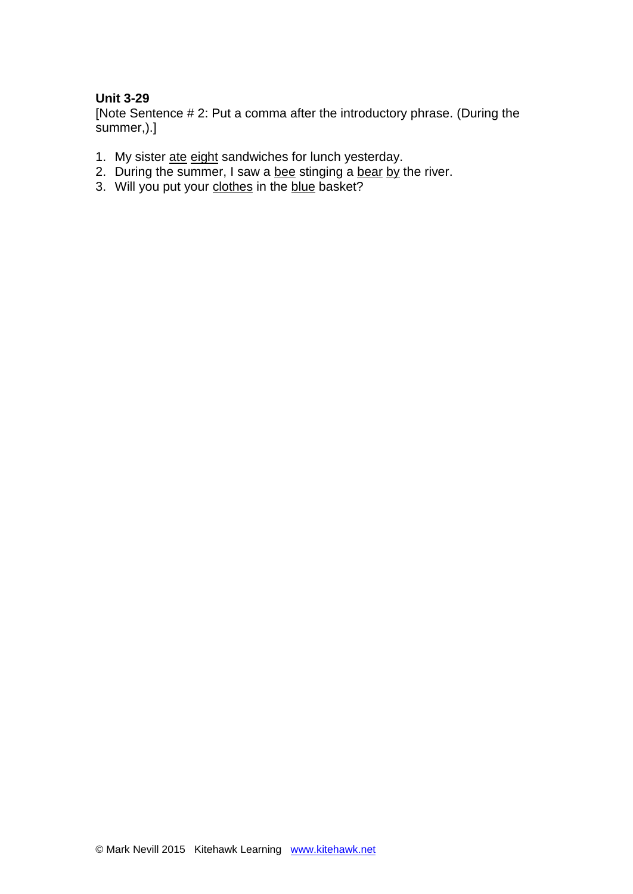**Unit 3-29**

[Note Sentence # 2: Put a comma after the introductory phrase. (During the summer,).]

1. My sister <u>ate</u> <u>eight</u> sandwiches for lunch yesterday.
2. During the summer, I saw a <u>bee</u> stinging a <u>bear</u> <u>by</u> the river.
3. Will you put your <u>clothes</u> in the <u>blue</u> basket?

© Mark Nevill 2015 Kitehawk Learning www.kitehawk.net